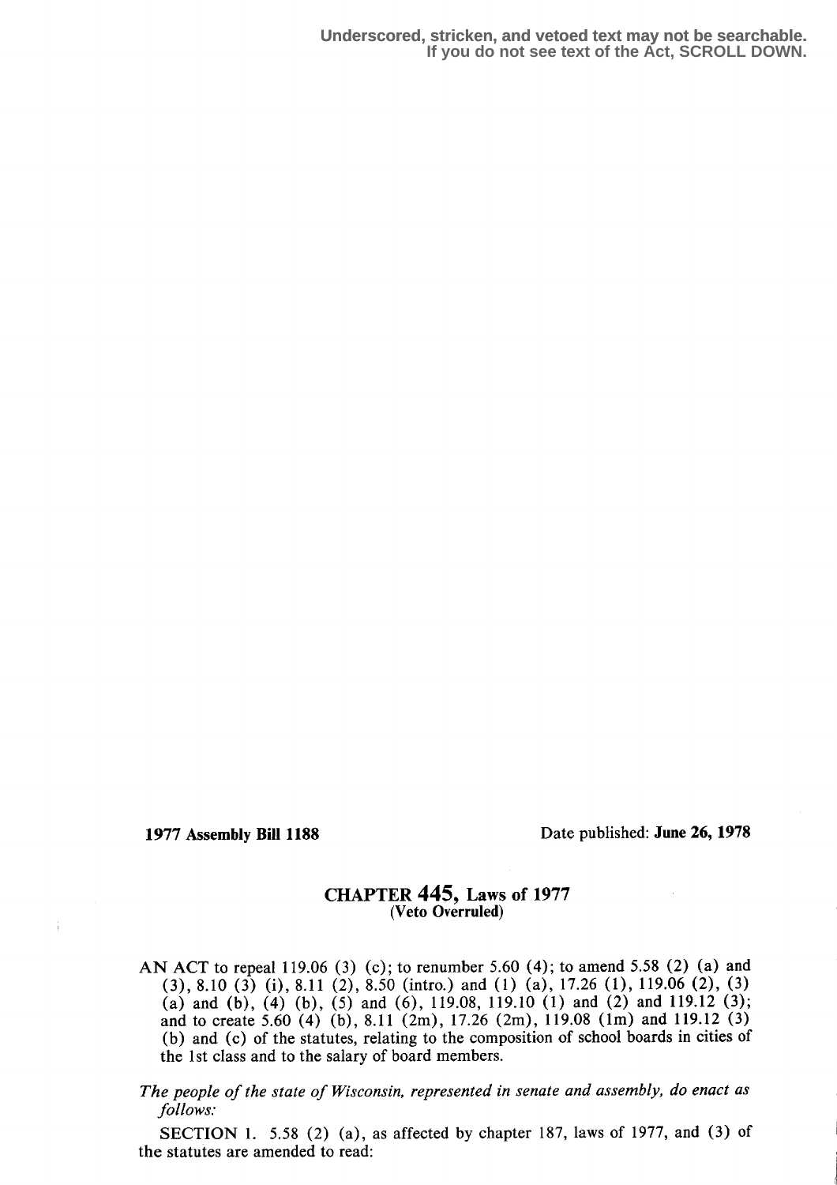Underscored, stricken, and vetoed text may not be searchable.
If you do not see text of the Act, SCROLL DOWN.

**1977 Assembly Bill 1188** Date published: **June 26, 1978**

## CHAPTER 445, Laws of 1977
**(Veto Overruled)**

AN ACT to repeal 119.06 (3) (c); to renumber 5.60 (4); to amend 5.58 (2) (a) and (3), 8.10 (3) (i), 8.11 (2), 8.50 (intro.) and (1) (a), 17.26 (1), 119.06 (2), (3) (a) and (b), (4) (b), (5) and (6), 119.08, 119.10 (1) and (2) and 119.12 (3); and to create 5.60 (4) (b), 8.11 (2m), 17.26 (2m), 119.08 (1m) and 119.12 (3) (b) and (c) of the statutes, relating to the composition of school boards in cities of the 1st class and to the salary of board members.

*The people of the state of Wisconsin, represented in senate and assembly, do enact as follows:*

SECTION 1. 5.58 (2) (a), as affected by chapter 187, laws of 1977, and (3) of the statutes are amended to read: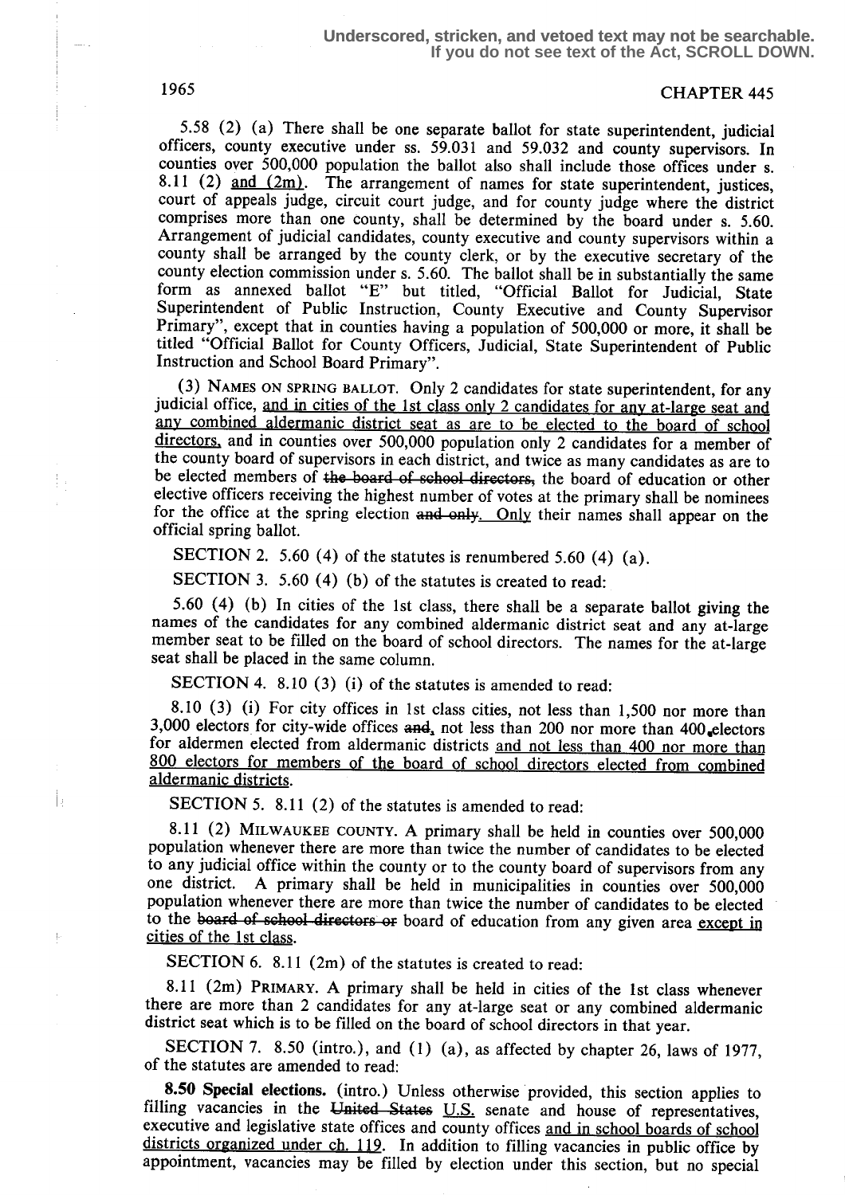5.58 (2) (a) There shall be one separate ballot for state superintendent, judicial officers, county executive under ss. 59.031 and 59.032 and county supervisors. In counties over 500,000 population the ballot also shall include those offices under s. 8.11 (2) and (2m). The arrangement of names for state superintendent, justices, court of appeals judge, circuit court judge, and for county judge where the district comprises more than one county, shall be determined by the board under s. 5.60. Arrangement of judicial candidates, county executive and county supervisors within a county shall be arranged by the county clerk, or by the executive secretary of the county election commission under s. 5.60. The ballot shall be in substantially the same form as annexed ballot "E" but titled, "Official Ballot for Judicial, State Superintendent of Public Instruction, County Executive and County Supervisor Primary", except that in counties having a population of 500,000 or more, it shall be titled "Official Ballot for County Officers, Judicial, State Superintendent of Public Instruction and School Board Primary".

(3) NAMES ON SPRING BALLOT. Only 2 candidates for state superintendent, for any judicial office, and in cities of the 1st class only 2 candidates for any at-large seat and any combined aldermanic district seat as are to be elected to the board of school directors, and in counties over 500,000 population only 2 candidates for a member of the county board of supervisors in each district, and twice as many candidates as are to be elected members of ~~the board of school directors,~~ the board of education or other elective officers receiving the highest number of votes at the primary shall be nominees for the office at the spring election ~~and only~~. Only their names shall appear on the official spring ballot.

SECTION 2. 5.60 (4) of the statutes is renumbered 5.60 (4) (a).

SECTION 3. 5.60 (4) (b) of the statutes is created to read:

5.60 (4) (b) In cities of the 1st class, there shall be a separate ballot giving the names of the candidates for any combined aldermanic district seat and any at-large member seat to be filled on the board of school directors. The names for the at-large seat shall be placed in the same column.

SECTION 4. 8.10 (3) (i) of the statutes is amended to read:

8.10 (3) (i) For city offices in 1st class cities, not less than 1,500 nor more than 3,000 electors for city-wide offices ~~and~~, not less than 200 nor more than 400 electors for aldermen elected from aldermanic districts and not less than 400 nor more than 800 electors for members of the board of school directors elected from combined aldermanic districts.

SECTION 5. 8.11 (2) of the statutes is amended to read:

8.11 (2) MILWAUKEE COUNTY. A primary shall be held in counties over 500,000 population whenever there are more than twice the number of candidates to be elected to any judicial office within the county or to the county board of supervisors from any one district. A primary shall be held in municipalities in counties over 500,000 population whenever there are more than twice the number of candidates to be elected to the ~~board of school directors or~~ board of education from any given area except in cities of the 1st class.

SECTION 6. 8.11 (2m) of the statutes is created to read:

8.11 (2m) PRIMARY. A primary shall be held in cities of the 1st class whenever there are more than 2 candidates for any at-large seat or any combined aldermanic district seat which is to be filled on the board of school directors in that year.

SECTION 7. 8.50 (intro.), and (1) (a), as affected by chapter 26, laws of 1977, of the statutes are amended to read:

**8.50 Special elections.** (intro.) Unless otherwise provided, this section applies to filling vacancies in the ~~United States~~ U.S. senate and house of representatives, executive and legislative state offices and county offices and in school boards of school districts organized under ch. 119. In addition to filling vacancies in public office by appointment, vacancies may be filled by election under this section, but no special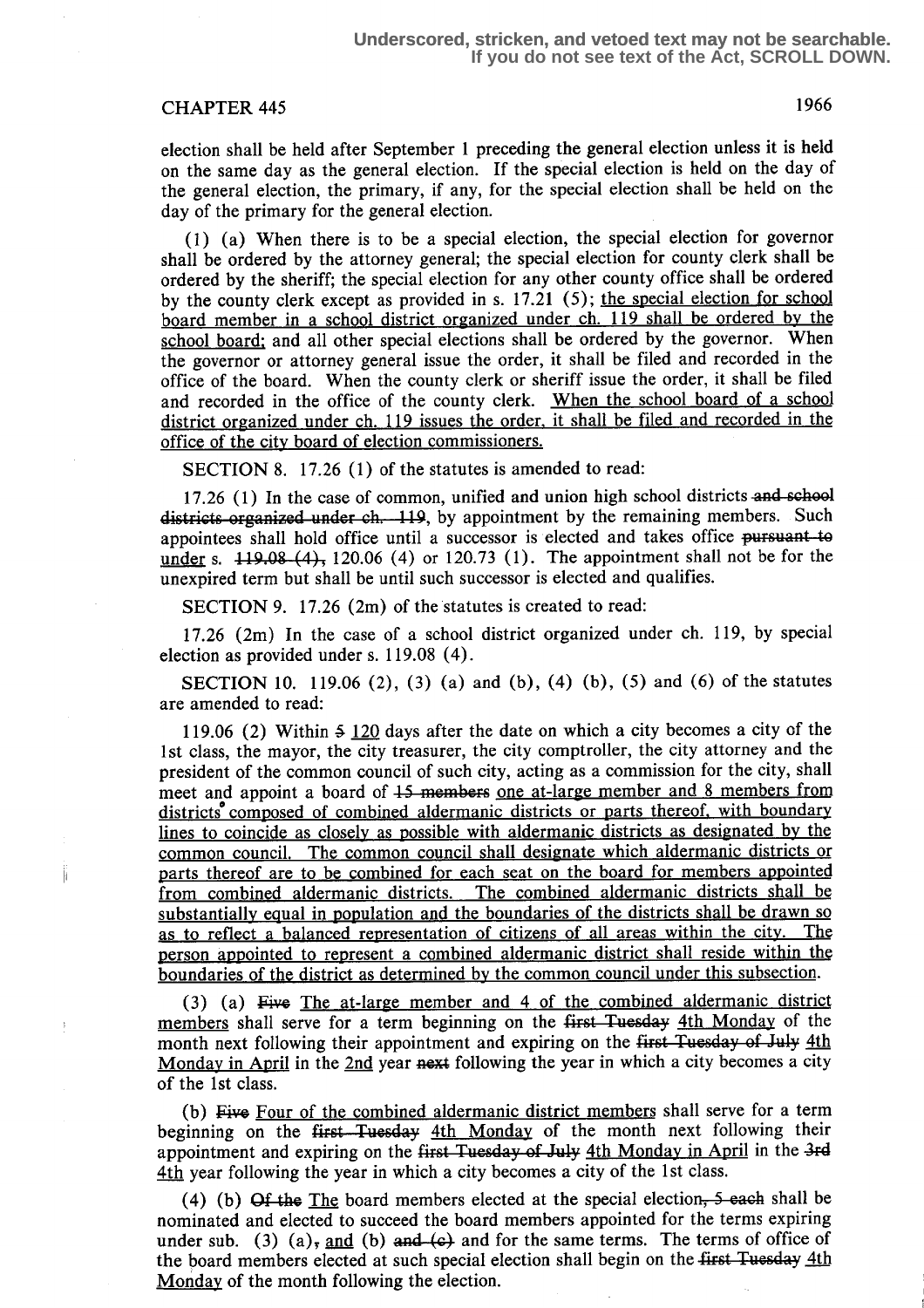Underscored, stricken, and vetoed text may not be searchable. If you do not see text of the Act, SCROLL DOWN.

CHAPTER 445

election shall be held after September 1 preceding the general election unless it is held on the same day as the general election. If the special election is held on the day of the general election, the primary, if any, for the special election shall be held on the day of the primary for the general election.

(1) (a) When there is to be a special election, the special election for governor shall be ordered by the attorney general; the special election for county clerk shall be ordered by the sheriff; the special election for any other county office shall be ordered by the county clerk except as provided in s. 17.21 (5); the special election for school board member in a school district organized under ch. 119 shall be ordered by the school board; and all other special elections shall be ordered by the governor. When the governor or attorney general issue the order, it shall be filed and recorded in the office of the board. When the county clerk or sheriff issue the order, it shall be filed and recorded in the office of the county clerk. When the school board of a school district organized under ch. 119 issues the order, it shall be filed and recorded in the office of the city board of election commissioners.

SECTION 8. 17.26 (1) of the statutes is amended to read:

17.26 (1) In the case of common, unified and union high school districts ~~and school districts organized under ch. 119~~, by appointment by the remaining members. Such appointees shall hold office until a successor is elected and takes office ~~pursuant to~~ under s. ~~119.08 (4)~~, 120.06 (4) or 120.73 (1). The appointment shall not be for the unexpired term but shall be until such successor is elected and qualifies.

SECTION 9. 17.26 (2m) of the statutes is created to read:

17.26 (2m) In the case of a school district organized under ch. 119, by special election as provided under s. 119.08 (4).

SECTION 10. 119.06 (2), (3) (a) and (b), (4) (b), (5) and (6) of the statutes are amended to read:

119.06 (2) Within ~~5~~ 120 days after the date on which a city becomes a city of the 1st class, the mayor, the city treasurer, the city comptroller, the city attorney and the president of the common council of such city, acting as a commission for the city, shall meet and appoint a board of ~~15 members~~ one at-large member and 8 members from districts composed of combined aldermanic districts or parts thereof, with boundary lines to coincide as closely as possible with aldermanic districts as designated by the common council. The common council shall designate which aldermanic districts or parts thereof are to be combined for each seat on the board for members appointed from combined aldermanic districts. The combined aldermanic districts shall be substantially equal in population and the boundaries of the districts shall be drawn so as to reflect a balanced representation of citizens of all areas within the city. The person appointed to represent a combined aldermanic district shall reside within the boundaries of the district as determined by the common council under this subsection.

(3) (a) ~~Five~~ The at-large member and 4 of the combined aldermanic district members shall serve for a term beginning on the ~~first Tuesday~~ 4th Monday of the month next following their appointment and expiring on the ~~first Tuesday of July~~ 4th Monday in April in the 2nd year ~~next~~ following the year in which a city becomes a city of the 1st class.

(b) ~~Five~~ Four of the combined aldermanic district members shall serve for a term beginning on the ~~first Tuesday~~ 4th Monday of the month next following their appointment and expiring on the ~~first Tuesday of July~~ 4th Monday in April in the ~~3rd~~ 4th year following the year in which a city becomes a city of the 1st class.

(4) (b) ~~Of the~~ The board members elected at the special election~~, 5 each~~ shall be nominated and elected to succeed the board members appointed for the terms expiring under sub. (3) (a)~~,~~ and (b) ~~and (c)~~ and for the same terms. The terms of office of the board members elected at such special election shall begin on the ~~first Tuesday~~ 4th Monday of the month following the election.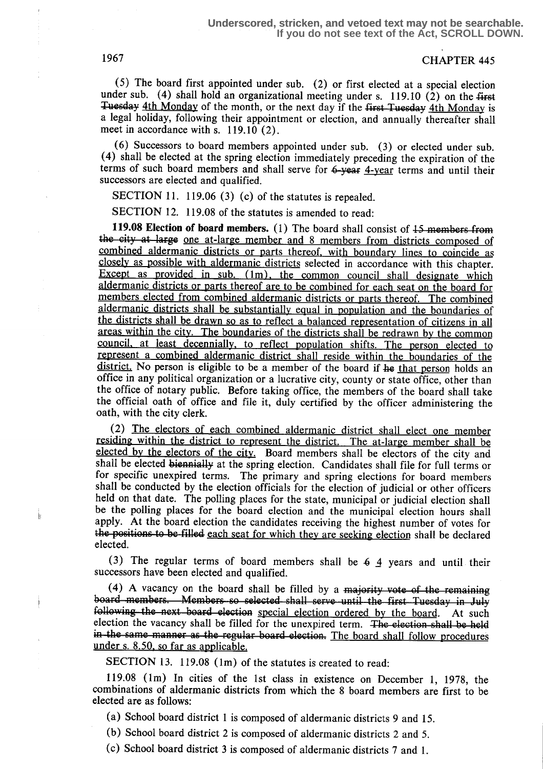(5) The board first appointed under sub. (2) or first elected at a special election under sub. (4) shall hold an organizational meeting under s. 119.10 (2) on the ~~first Tuesday~~ <u>4th Monday</u> of the month, or the next day if the ~~first Tuesday~~ <u>4th Monday</u> is a legal holiday, following their appointment or election, and annually thereafter shall meet in accordance with s. 119.10 (2).

(6) Successors to board members appointed under sub. (3) or elected under sub. (4) shall be elected at the spring election immediately preceding the expiration of the terms of such board members and shall serve for ~~6-year~~ <u>4-year</u> terms and until their successors are elected and qualified.

SECTION 11. 119.06 (3) (c) of the statutes is repealed.

SECTION 12. 119.08 of the statutes is amended to read:

**119.08 Election of board members.** (1) The board shall consist of ~~15 members from the city at large~~ <u>one at-large member and 8 members from districts composed of combined aldermanic districts or parts thereof, with boundary lines to coincide as closely as possible with aldermanic districts</u> selected in accordance with this chapter. <u>Except as provided in sub. (1m), the common council shall designate which aldermanic districts or parts thereof are to be combined for each seat on the board for members elected from combined aldermanic districts or parts thereof. The combined aldermanic districts shall be substantially equal in population and the boundaries of the districts shall be drawn so as to reflect a balanced representation of citizens in all areas within the city. The boundaries of the districts shall be redrawn by the common council, at least decennially, to reflect population shifts. The person elected to represent a combined aldermanic district shall reside within the boundaries of the district.</u> No person is eligible to be a member of the board if ~~he~~ <u>that person</u> holds an office in any political organization or a lucrative city, county or state office, other than the office of notary public. Before taking office, the members of the board shall take the official oath of office and file it, duly certified by the officer administering the oath, with the city clerk.

(2) <u>The electors of each combined aldermanic district shall elect one member residing within the district to represent the district. The at-large member shall be elected by the electors of the city.</u> Board members shall be electors of the city and shall be elected ~~biennially~~ at the spring election. Candidates shall file for full terms or for specific unexpired terms. The primary and spring elections for board members shall be conducted by the election officials for the election of judicial or other officers held on that date. The polling places for the state, municipal or judicial election shall be the polling places for the board election and the municipal election hours shall apply. At the board election the candidates receiving the highest number of votes for ~~the positions to be filled~~ <u>each seat for which they are seeking election</u> shall be declared elected.

(3) The regular terms of board members shall be ~~6~~ <u>4</u> years and until their successors have been elected and qualified.

(4) A vacancy on the board shall be filled by a ~~majority vote of the remaining board members. Members so selected shall serve until the first Tuesday in July following the next board election~~ <u>special election ordered by the board</u>. At such election the vacancy shall be filled for the unexpired term. ~~The election shall be held in the same manner as the regular board election.~~ <u>The board shall follow procedures under s. 8.50, so far as applicable.</u>

SECTION 13. 119.08 (1m) of the statutes is created to read:

119.08 (1m) In cities of the 1st class in existence on December 1, 1978, the combinations of aldermanic districts from which the 8 board members are first to be elected are as follows:

(a) School board district 1 is composed of aldermanic districts 9 and 15.

(b) School board district 2 is composed of aldermanic districts 2 and 5.

(c) School board district 3 is composed of aldermanic districts 7 and 1.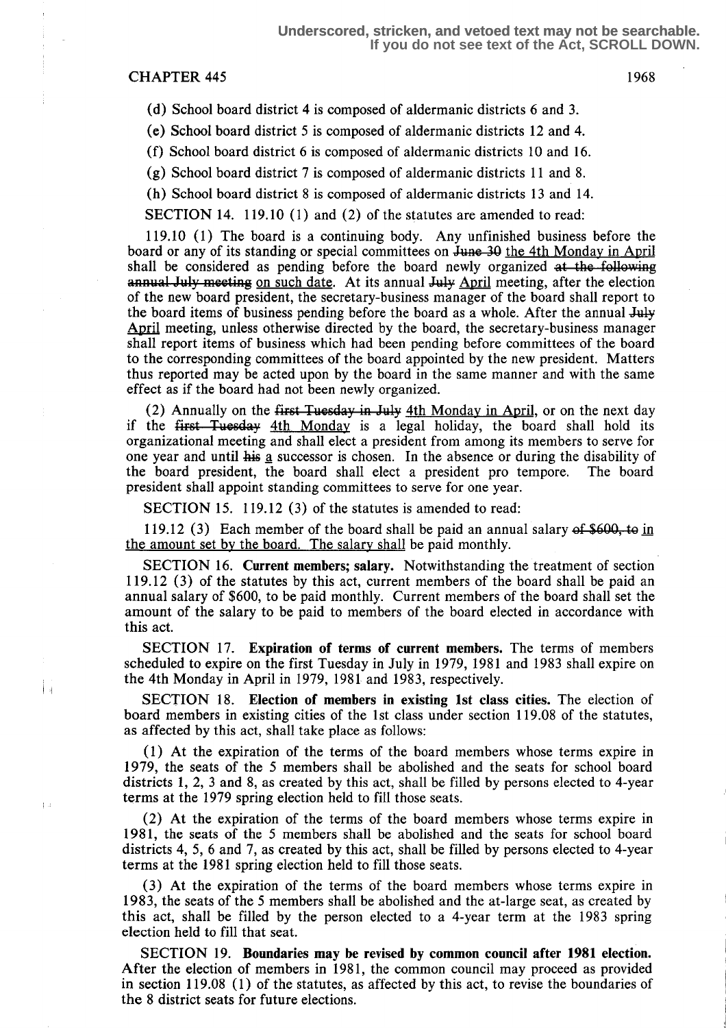(d) School board district 4 is composed of aldermanic districts 6 and 3.

(e) School board district 5 is composed of aldermanic districts 12 and 4.

(f) School board district 6 is composed of aldermanic districts 10 and 16.

(g) School board district 7 is composed of aldermanic districts 11 and 8.

(h) School board district 8 is composed of aldermanic districts 13 and 14.

SECTION 14. 119.10 (1) and (2) of the statutes are amended to read:

119.10 (1) The board is a continuing body. Any unfinished business before the board or any of its standing or special committees on ~~June 30~~ <u>the 4th Monday in April</u> shall be considered as pending before the board newly organized ~~at the following annual July meeting~~ <u>on such date</u>. At its annual ~~July~~ <u>April</u> meeting, after the election of the new board president, the secretary-business manager of the board shall report to the board items of business pending before the board as a whole. After the annual ~~July~~ <u>April</u> meeting, unless otherwise directed by the board, the secretary-business manager shall report items of business which had been pending before committees of the board to the corresponding committees of the board appointed by the new president. Matters thus reported may be acted upon by the board in the same manner and with the same effect as if the board had not been newly organized.

(2) Annually on the ~~first Tuesday in July~~ <u>4th Monday in April</u>, or on the next day if the ~~first Tuesday~~ <u>4th Monday</u> is a legal holiday, the board shall hold its organizational meeting and shall elect a president from among its members to serve for one year and until ~~his~~ <u>a</u> successor is chosen. In the absence or during the disability of the board president, the board shall elect a president pro tempore. The board president shall appoint standing committees to serve for one year.

SECTION 15. 119.12 (3) of the statutes is amended to read:

119.12 (3) Each member of the board shall be paid an annual salary ~~of $600, to~~ <u>in the amount set by the board. The salary shall</u> be paid monthly.

SECTION 16. **Current members; salary.** Notwithstanding the treatment of section 119.12 (3) of the statutes by this act, current members of the board shall be paid an annual salary of $600, to be paid monthly. Current members of the board shall set the amount of the salary to be paid to members of the board elected in accordance with this act.

SECTION 17. **Expiration of terms of current members.** The terms of members scheduled to expire on the first Tuesday in July in 1979, 1981 and 1983 shall expire on the 4th Monday in April in 1979, 1981 and 1983, respectively.

SECTION 18. **Election of members in existing 1st class cities.** The election of board members in existing cities of the 1st class under section 119.08 of the statutes, as affected by this act, shall take place as follows:

(1) At the expiration of the terms of the board members whose terms expire in 1979, the seats of the 5 members shall be abolished and the seats for school board districts 1, 2, 3 and 8, as created by this act, shall be filled by persons elected to 4-year terms at the 1979 spring election held to fill those seats.

(2) At the expiration of the terms of the board members whose terms expire in 1981, the seats of the 5 members shall be abolished and the seats for school board districts 4, 5, 6 and 7, as created by this act, shall be filled by persons elected to 4-year terms at the 1981 spring election held to fill those seats.

(3) At the expiration of the terms of the board members whose terms expire in 1983, the seats of the 5 members shall be abolished and the at-large seat, as created by this act, shall be filled by the person elected to a 4-year term at the 1983 spring election held to fill that seat.

SECTION 19. **Boundaries may be revised by common council after 1981 election.** After the election of members in 1981, the common council may proceed as provided in section 119.08 (1) of the statutes, as affected by this act, to revise the boundaries of the 8 district seats for future elections.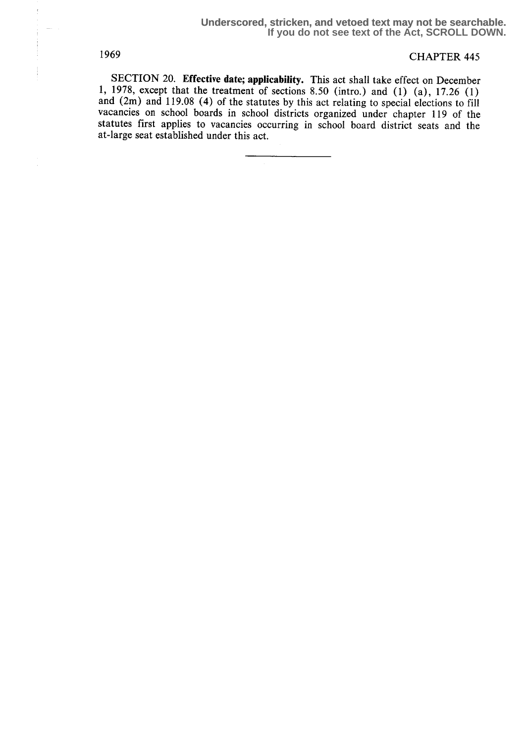SECTION 20. **Effective date; applicability.** This act shall take effect on December 1, 1978, except that the treatment of sections 8.50 (intro.) and (1) (a), 17.26 (1) and (2m) and 119.08 (4) of the statutes by this act relating to special elections to fill vacancies on school boards in school districts organized under chapter 119 of the statutes first applies to vacancies occurring in school board district seats and the at-large seat established under this act.